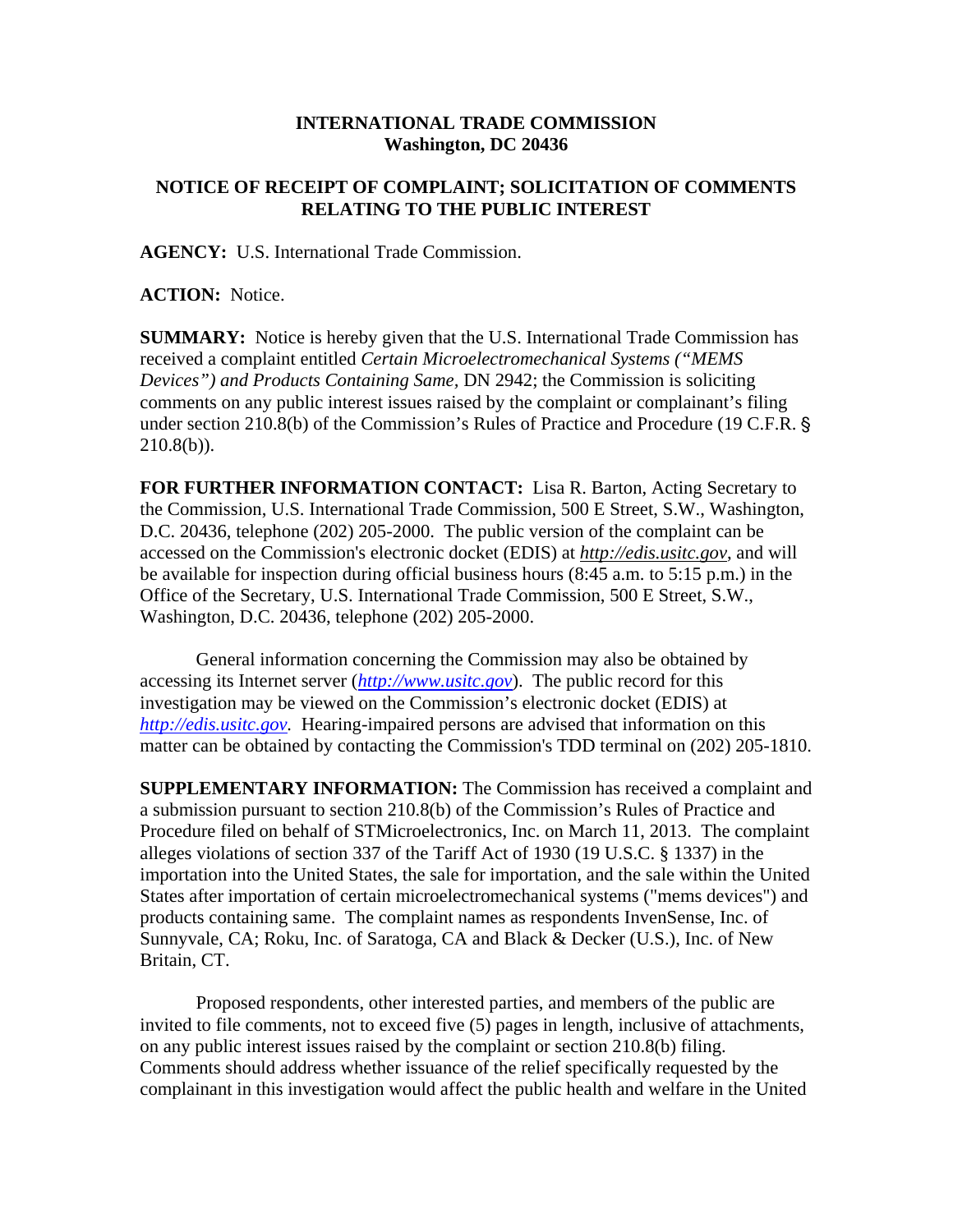**INTERNATIONAL TRADE COMMISSION**
**Washington, DC 20436**

**NOTICE OF RECEIPT OF COMPLAINT; SOLICITATION OF COMMENTS RELATING TO THE PUBLIC INTEREST**

**AGENCY:** U.S. International Trade Commission.

**ACTION:** Notice.

**SUMMARY:** Notice is hereby given that the U.S. International Trade Commission has received a complaint entitled *Certain Microelectromechanical Systems ("MEMS Devices") and Products Containing Same,* DN 2942; the Commission is soliciting comments on any public interest issues raised by the complaint or complainant's filing under section 210.8(b) of the Commission's Rules of Practice and Procedure (19 C.F.R. § 210.8(b)).

**FOR FURTHER INFORMATION CONTACT:** Lisa R. Barton, Acting Secretary to the Commission, U.S. International Trade Commission, 500 E Street, S.W., Washington, D.C. 20436, telephone (202) 205-2000. The public version of the complaint can be accessed on the Commission's electronic docket (EDIS) at *http://edis.usitc.gov*, and will be available for inspection during official business hours (8:45 a.m. to 5:15 p.m.) in the Office of the Secretary, U.S. International Trade Commission, 500 E Street, S.W., Washington, D.C. 20436, telephone (202) 205-2000.

General information concerning the Commission may also be obtained by accessing its Internet server (*http://www.usitc.gov*). The public record for this investigation may be viewed on the Commission's electronic docket (EDIS) at *http://edis.usitc.gov.* Hearing-impaired persons are advised that information on this matter can be obtained by contacting the Commission's TDD terminal on (202) 205-1810.

**SUPPLEMENTARY INFORMATION:** The Commission has received a complaint and a submission pursuant to section 210.8(b) of the Commission's Rules of Practice and Procedure filed on behalf of STMicroelectronics, Inc. on March 11, 2013. The complaint alleges violations of section 337 of the Tariff Act of 1930 (19 U.S.C. § 1337) in the importation into the United States, the sale for importation, and the sale within the United States after importation of certain microelectromechanical systems ("mems devices") and products containing same. The complaint names as respondents InvenSense, Inc. of Sunnyvale, CA; Roku, Inc. of Saratoga, CA and Black & Decker (U.S.), Inc. of New Britain, CT.

Proposed respondents, other interested parties, and members of the public are invited to file comments, not to exceed five (5) pages in length, inclusive of attachments, on any public interest issues raised by the complaint or section 210.8(b) filing. Comments should address whether issuance of the relief specifically requested by the complainant in this investigation would affect the public health and welfare in the United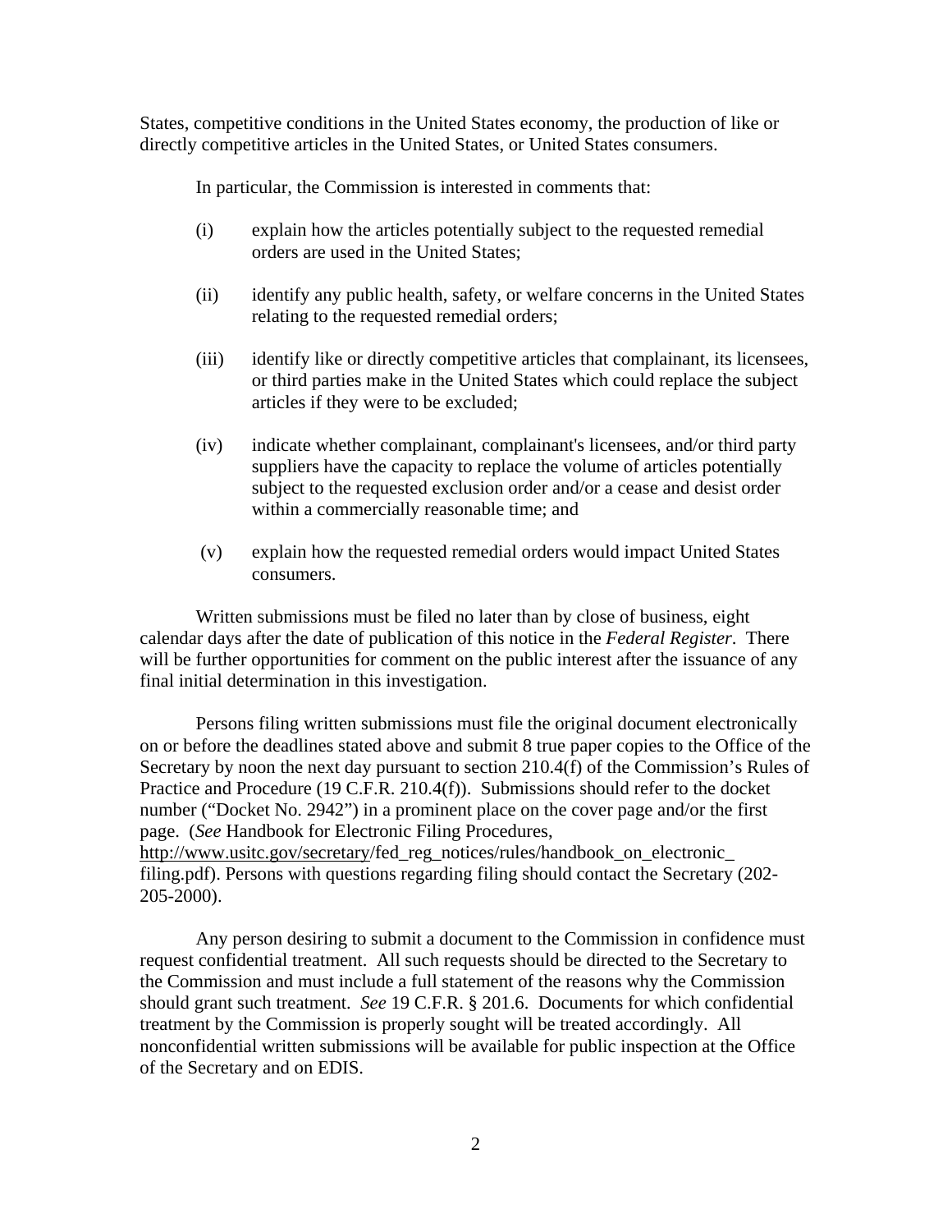States, competitive conditions in the United States economy, the production of like or directly competitive articles in the United States, or United States consumers.

In particular, the Commission is interested in comments that:

(i) explain how the articles potentially subject to the requested remedial orders are used in the United States;

(ii) identify any public health, safety, or welfare concerns in the United States relating to the requested remedial orders;

(iii) identify like or directly competitive articles that complainant, its licensees, or third parties make in the United States which could replace the subject articles if they were to be excluded;

(iv) indicate whether complainant, complainant's licensees, and/or third party suppliers have the capacity to replace the volume of articles potentially subject to the requested exclusion order and/or a cease and desist order within a commercially reasonable time; and

(v) explain how the requested remedial orders would impact United States consumers.

Written submissions must be filed no later than by close of business, eight calendar days after the date of publication of this notice in the *Federal Register*. There will be further opportunities for comment on the public interest after the issuance of any final initial determination in this investigation.

Persons filing written submissions must file the original document electronically on or before the deadlines stated above and submit 8 true paper copies to the Office of the Secretary by noon the next day pursuant to section 210.4(f) of the Commission's Rules of Practice and Procedure (19 C.F.R. 210.4(f)). Submissions should refer to the docket number ("Docket No. 2942") in a prominent place on the cover page and/or the first page. (*See* Handbook for Electronic Filing Procedures, http://www.usitc.gov/secretary/fed_reg_notices/rules/handbook_on_electronic_filing.pdf). Persons with questions regarding filing should contact the Secretary (202-205-2000).

Any person desiring to submit a document to the Commission in confidence must request confidential treatment. All such requests should be directed to the Secretary to the Commission and must include a full statement of the reasons why the Commission should grant such treatment. *See* 19 C.F.R. § 201.6. Documents for which confidential treatment by the Commission is properly sought will be treated accordingly. All nonconfidential written submissions will be available for public inspection at the Office of the Secretary and on EDIS.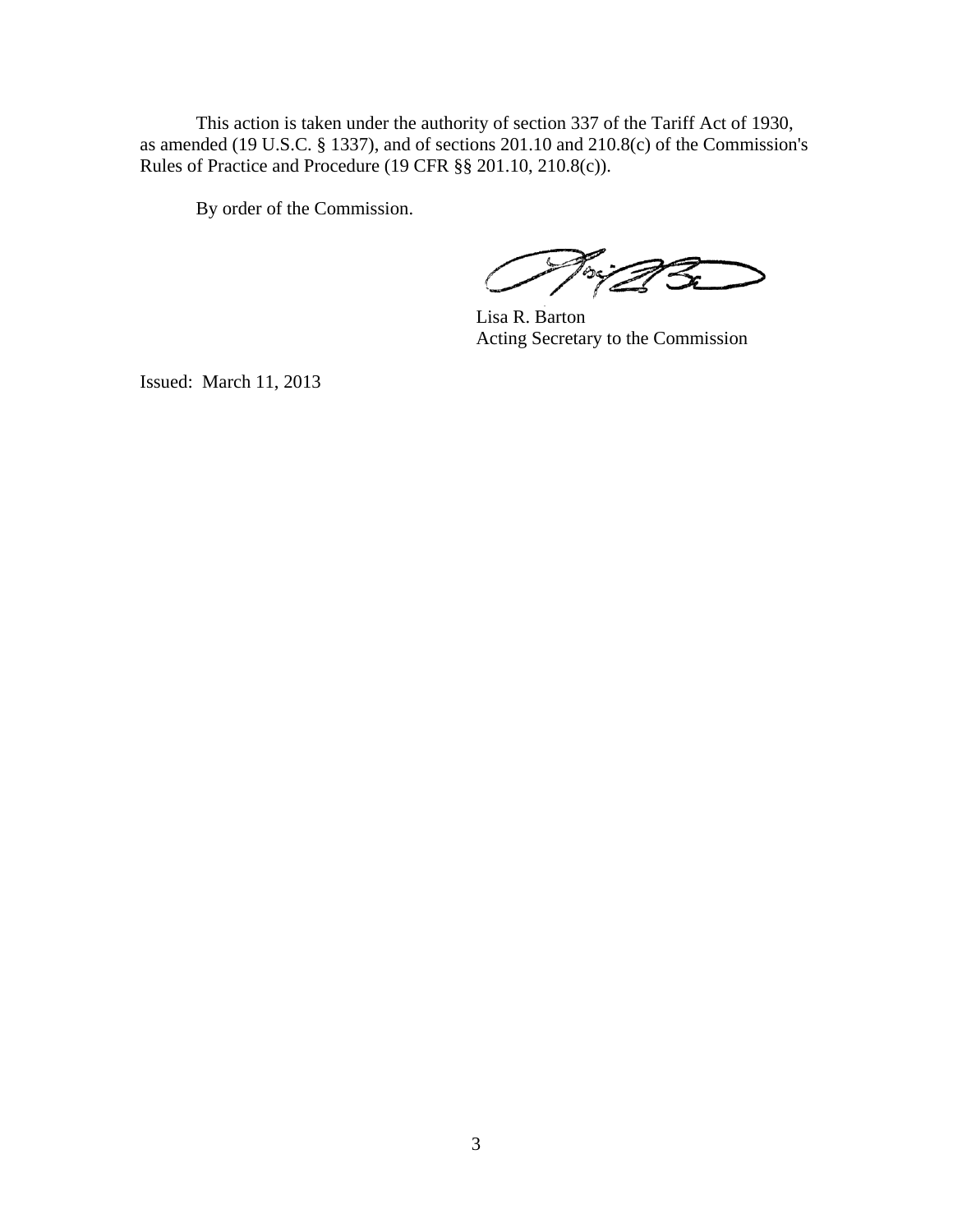This action is taken under the authority of section 337 of the Tariff Act of 1930, as amended (19 U.S.C. § 1337), and of sections 201.10 and 210.8(c) of the Commission's Rules of Practice and Procedure (19 CFR §§ 201.10, 210.8(c)).

By order of the Commission.

Lisa R. Barton
Acting Secretary to the Commission

Issued: March 11, 2013